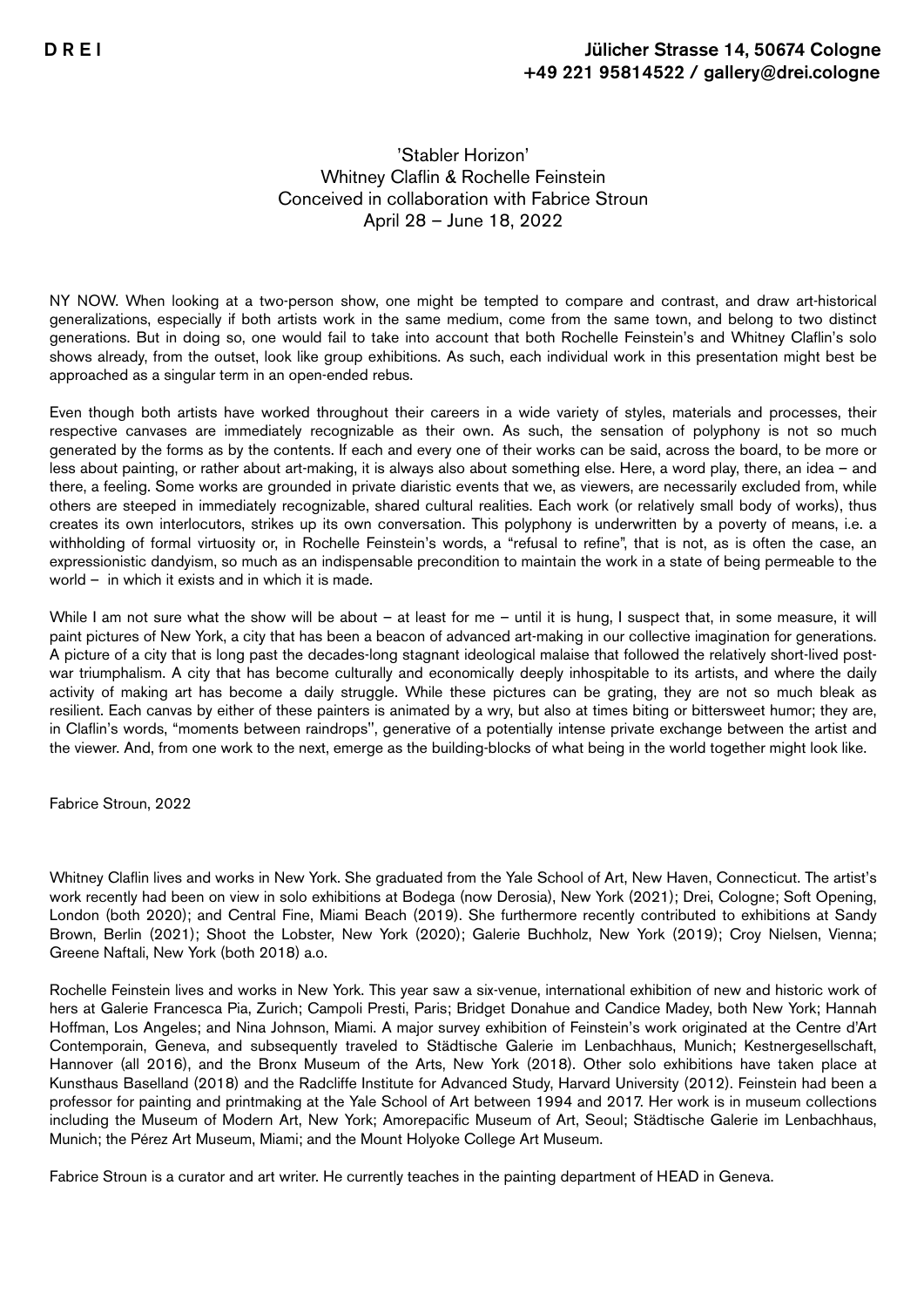DREI

Jülicher Strasse 14, 50674 Cologne
+49 221 95814522 / gallery@drei.cologne

'Stabler Horizon'
Whitney Claflin & Rochelle Feinstein
Conceived in collaboration with Fabrice Stroun
April 28 – June 18, 2022

NY NOW. When looking at a two-person show, one might be tempted to compare and contrast, and draw art-historical generalizations, especially if both artists work in the same medium, come from the same town, and belong to two distinct generations. But in doing so, one would fail to take into account that both Rochelle Feinstein's and Whitney Claflin's solo shows already, from the outset, look like group exhibitions. As such, each individual work in this presentation might best be approached as a singular term in an open-ended rebus.

Even though both artists have worked throughout their careers in a wide variety of styles, materials and processes, their respective canvases are immediately recognizable as their own. As such, the sensation of polyphony is not so much generated by the forms as by the contents. If each and every one of their works can be said, across the board, to be more or less about painting, or rather about art-making, it is always also about something else. Here, a word play, there, an idea – and there, a feeling. Some works are grounded in private diaristic events that we, as viewers, are necessarily excluded from, while others are steeped in immediately recognizable, shared cultural realities. Each work (or relatively small body of works), thus creates its own interlocutors, strikes up its own conversation. This polyphony is underwritten by a poverty of means, i.e. a withholding of formal virtuosity or, in Rochelle Feinstein's words, a "refusal to refine", that is not, as is often the case, an expressionistic dandyism, so much as an indispensable precondition to maintain the work in a state of being permeable to the world – in which it exists and in which it is made.

While I am not sure what the show will be about – at least for me – until it is hung, I suspect that, in some measure, it will paint pictures of New York, a city that has been a beacon of advanced art-making in our collective imagination for generations. A picture of a city that is long past the decades-long stagnant ideological malaise that followed the relatively short-lived post-war triumphalism. A city that has become culturally and economically deeply inhospitable to its artists, and where the daily activity of making art has become a daily struggle. While these pictures can be grating, they are not so much bleak as resilient. Each canvas by either of these painters is animated by a wry, but also at times biting or bittersweet humor; they are, in Claflin's words, "moments between raindrops", generative of a potentially intense private exchange between the artist and the viewer. And, from one work to the next, emerge as the building-blocks of what being in the world together might look like.

Fabrice Stroun, 2022

Whitney Claflin lives and works in New York. She graduated from the Yale School of Art, New Haven, Connecticut. The artist's work recently had been on view in solo exhibitions at Bodega (now Derosia), New York (2021); Drei, Cologne; Soft Opening, London (both 2020); and Central Fine, Miami Beach (2019). She furthermore recently contributed to exhibitions at Sandy Brown, Berlin (2021); Shoot the Lobster, New York (2020); Galerie Buchholz, New York (2019); Croy Nielsen, Vienna; Greene Naftali, New York (both 2018) a.o.

Rochelle Feinstein lives and works in New York. This year saw a six-venue, international exhibition of new and historic work of hers at Galerie Francesca Pia, Zurich; Campoli Presti, Paris; Bridget Donahue and Candice Madey, both New York; Hannah Hoffman, Los Angeles; and Nina Johnson, Miami. A major survey exhibition of Feinstein's work originated at the Centre d'Art Contemporain, Geneva, and subsequently traveled to Städtische Galerie im Lenbachhaus, Munich; Kestnergesellschaft, Hannover (all 2016), and the Bronx Museum of the Arts, New York (2018). Other solo exhibitions have taken place at Kunsthaus Baselland (2018) and the Radcliffe Institute for Advanced Study, Harvard University (2012). Feinstein had been a professor for painting and printmaking at the Yale School of Art between 1994 and 2017. Her work is in museum collections including the Museum of Modern Art, New York; Amorepacific Museum of Art, Seoul; Städtische Galerie im Lenbachhaus, Munich; the Pérez Art Museum, Miami; and the Mount Holyoke College Art Museum.

Fabrice Stroun is a curator and art writer. He currently teaches in the painting department of HEAD in Geneva.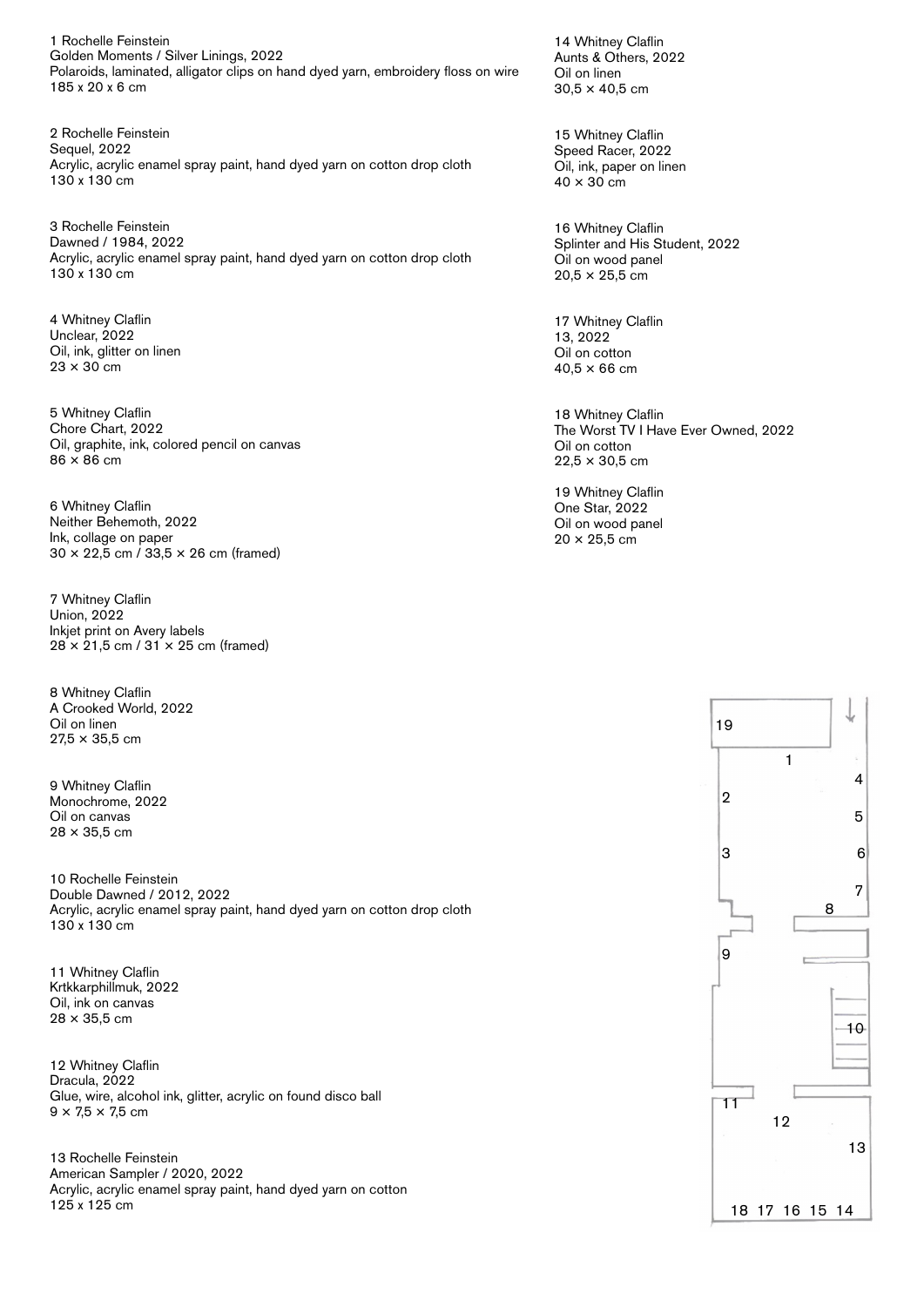1 Rochelle Feinstein
Golden Moments / Silver Linings, 2022
Polaroids, laminated, alligator clips on hand dyed yarn, embroidery floss on wire
185 x 20 x 6 cm

2 Rochelle Feinstein
Sequel, 2022
Acrylic, acrylic enamel spray paint, hand dyed yarn on cotton drop cloth
130 x 130 cm

3 Rochelle Feinstein
Dawned / 1984, 2022
Acrylic, acrylic enamel spray paint, hand dyed yarn on cotton drop cloth
130 x 130 cm

4 Whitney Claflin
Unclear, 2022
Oil, ink, glitter on linen
23 × 30 cm

5 Whitney Claflin
Chore Chart, 2022
Oil, graphite, ink, colored pencil on canvas
86 × 86 cm

6 Whitney Claflin
Neither Behemoth, 2022
Ink, collage on paper
30 × 22,5 cm / 33,5 × 26 cm (framed)

7 Whitney Claflin
Union, 2022
Inkjet print on Avery labels
28 × 21,5 cm / 31 × 25 cm (framed)

8 Whitney Claflin
A Crooked World, 2022
Oil on linen
27,5 × 35,5 cm

9 Whitney Claflin
Monochrome, 2022
Oil on canvas
28 × 35,5 cm

10 Rochelle Feinstein
Double Dawned / 2012, 2022
Acrylic, acrylic enamel spray paint, hand dyed yarn on cotton drop cloth
130 x 130 cm

11 Whitney Claflin
Krtkkarphillmuk, 2022
Oil, ink on canvas
28 × 35,5 cm

12 Whitney Claflin
Dracula, 2022
Glue, wire, alcohol ink, glitter, acrylic on found disco ball
9 × 7,5 × 7,5 cm

13 Rochelle Feinstein
American Sampler / 2020, 2022
Acrylic, acrylic enamel spray paint, hand dyed yarn on cotton
125 x 125 cm

14 Whitney Claflin
Aunts & Others, 2022
Oil on linen
30,5 × 40,5 cm

15 Whitney Claflin
Speed Racer, 2022
Oil, ink, paper on linen
40 × 30 cm

16 Whitney Claflin
Splinter and His Student, 2022
Oil on wood panel
20,5 × 25,5 cm

17 Whitney Claflin
13, 2022
Oil on cotton
40,5 × 66 cm

18 Whitney Claflin
The Worst TV I Have Ever Owned, 2022
Oil on cotton
22,5 × 30,5 cm

19 Whitney Claflin
One Star, 2022
Oil on wood panel
20 × 25,5 cm

19
1
4
2
5
3
6
7
8
9
10
11
12
13
18 17 16 15 14